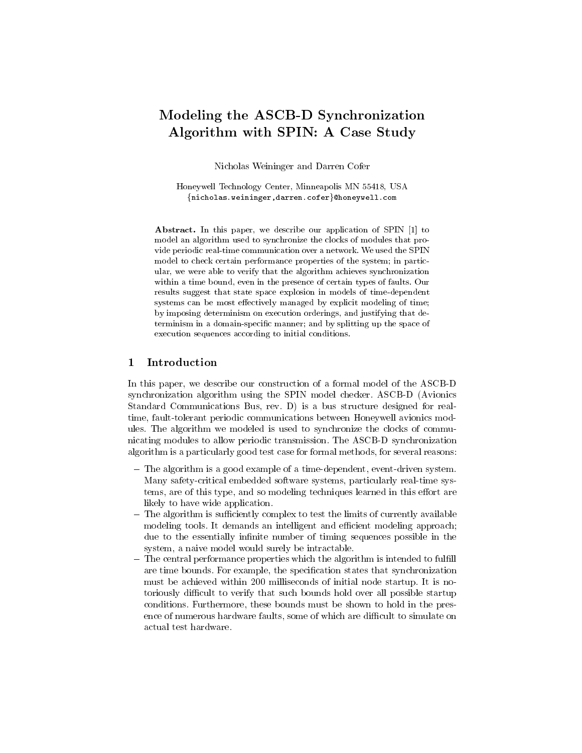# Modeling the ASCB-D Synchronization Algorithm with SPIN: A Case Study

Nicholas Weininger and Darren Cofer

Honeywell Technology Center, Minneapolis MN 55418, USA
{nicholas.weininger,darren.cofer}@honeywell.com

**Abstract.** In this paper, we describe our application of SPIN [1] to model an algorithm used to synchronize the clocks of modules that provide periodic real-time communication over a network. We used the SPIN model to check certain performance properties of the system; in particular, we were able to verify that the algorithm achieves synchronization within a time bound, even in the presence of certain types of faults. Our results suggest that state space explosion in models of time-dependent systems can be most effectively managed by explicit modeling of time; by imposing determinism on execution orderings, and justifying that determinism in a domain-specific manner; and by splitting up the space of execution sequences according to initial conditions.

## 1 Introduction

In this paper, we describe our construction of a formal model of the ASCB-D synchronization algorithm using the SPIN model checker. ASCB-D (Avionics Standard Communications Bus, rev. D) is a bus structure designed for real-time, fault-tolerant periodic communications between Honeywell avionics modules. The algorithm we modeled is used to synchronize the clocks of communicating modules to allow periodic transmission. The ASCB-D synchronization algorithm is a particularly good test case for formal methods, for several reasons:

- The algorithm is a good example of a time-dependent, event-driven system. Many safety-critical embedded software systems, particularly real-time systems, are of this type, and so modeling techniques learned in this effort are likely to have wide application.
- The algorithm is sufficiently complex to test the limits of currently available modeling tools. It demands an intelligent and efficient modeling approach; due to the essentially infinite number of timing sequences possible in the system, a naive model would surely be intractable.
- The central performance properties which the algorithm is intended to fulfill are time bounds. For example, the specification states that synchronization must be achieved within 200 milliseconds of initial node startup. It is notoriously difficult to verify that such bounds hold over all possible startup conditions. Furthermore, these bounds must be shown to hold in the presence of numerous hardware faults, some of which are difficult to simulate on actual test hardware.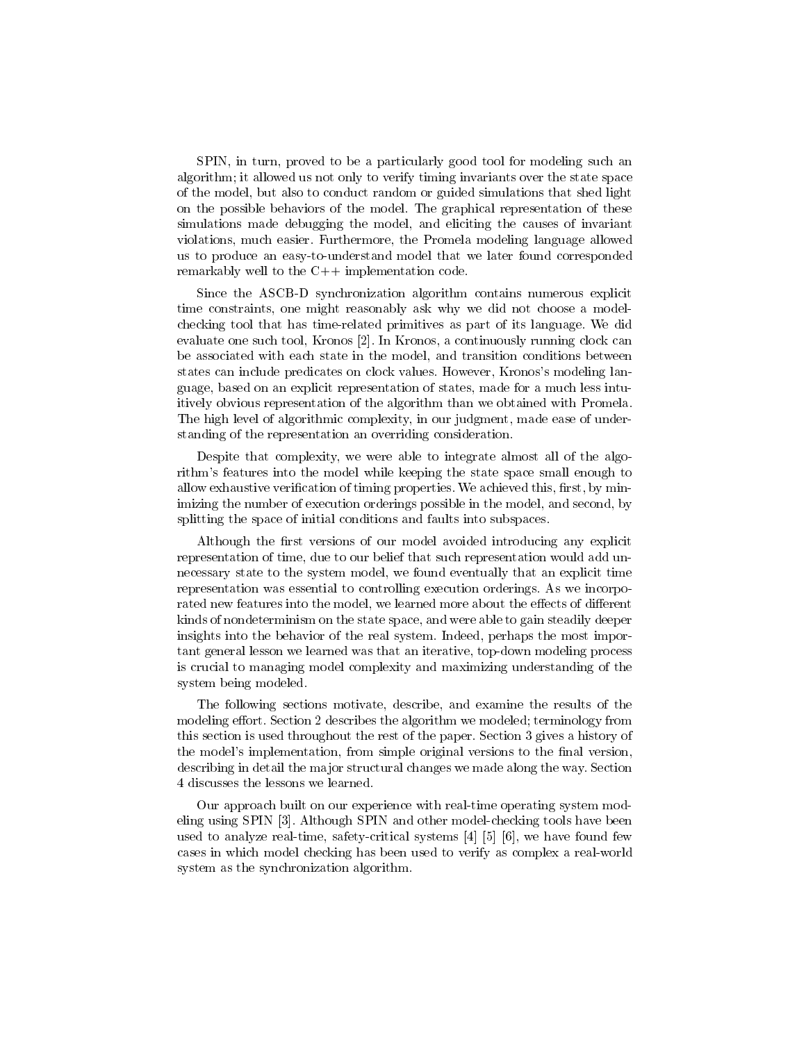SPIN, in turn, proved to be a particularly good tool for modeling such an algorithm; it allowed us not only to verify timing invariants over the state space of the model, but also to conduct random or guided simulations that shed light on the possible behaviors of the model. The graphical representation of these simulations made debugging the model, and eliciting the causes of invariant violations, much easier. Furthermore, the Promela modeling language allowed us to produce an easy-to-understand model that we later found corresponded remarkably well to the C++ implementation code.

Since the ASCB-D synchronization algorithm contains numerous explicit time constraints, one might reasonably ask why we did not choose a model-checking tool that has time-related primitives as part of its language. We did evaluate one such tool, Kronos [2]. In Kronos, a continuously running clock can be associated with each state in the model, and transition conditions between states can include predicates on clock values. However, Kronos's modeling language, based on an explicit representation of states, made for a much less intuitively obvious representation of the algorithm than we obtained with Promela. The high level of algorithmic complexity, in our judgment, made ease of understanding of the representation an overriding consideration.

Despite that complexity, we were able to integrate almost all of the algorithm's features into the model while keeping the state space small enough to allow exhaustive verification of timing properties. We achieved this, first, by minimizing the number of execution orderings possible in the model, and second, by splitting the space of initial conditions and faults into subspaces.

Although the first versions of our model avoided introducing any explicit representation of time, due to our belief that such representation would add unnecessary state to the system model, we found eventually that an explicit time representation was essential to controlling execution orderings. As we incorporated new features into the model, we learned more about the effects of different kinds of nondeterminism on the state space, and were able to gain steadily deeper insights into the behavior of the real system. Indeed, perhaps the most important general lesson we learned was that an iterative, top-down modeling process is crucial to managing model complexity and maximizing understanding of the system being modeled.

The following sections motivate, describe, and examine the results of the modeling effort. Section 2 describes the algorithm we modeled; terminology from this section is used throughout the rest of the paper. Section 3 gives a history of the model's implementation, from simple original versions to the final version, describing in detail the major structural changes we made along the way. Section 4 discusses the lessons we learned.

Our approach built on our experience with real-time operating system modeling using SPIN [3]. Although SPIN and other model-checking tools have been used to analyze real-time, safety-critical systems [4] [5] [6], we have found few cases in which model checking has been used to verify as complex a real-world system as the synchronization algorithm.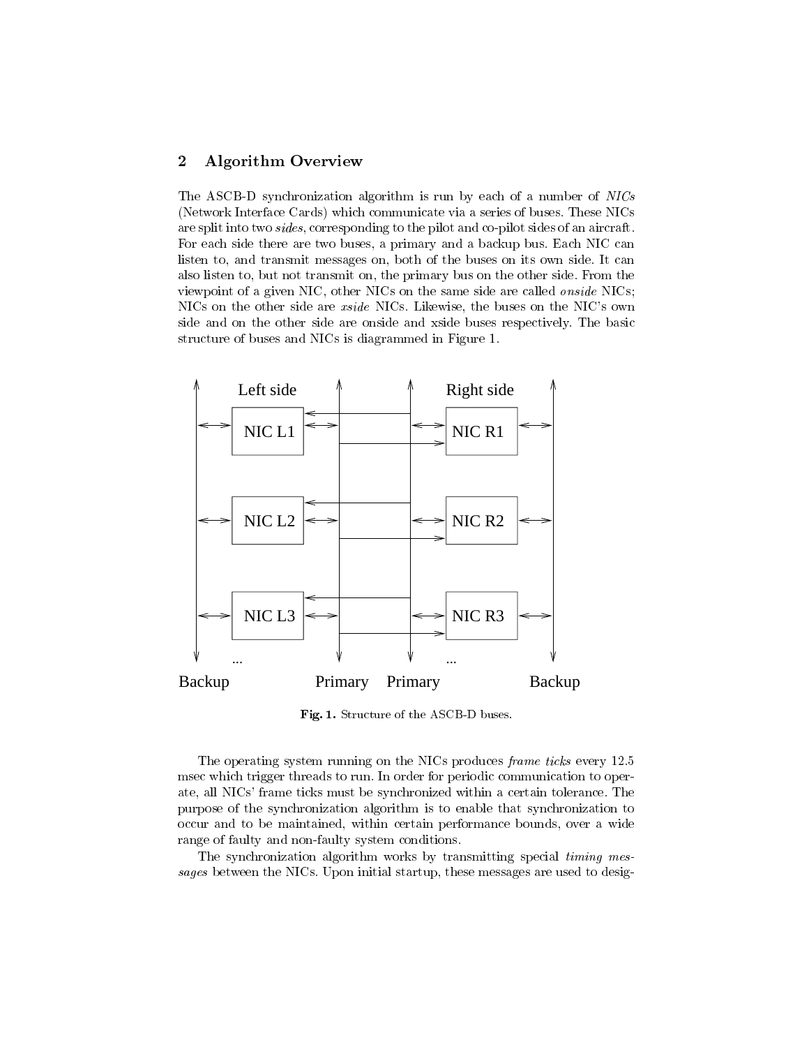## 2 Algorithm Overview

The ASCB-D synchronization algorithm is run by each of a number of *NICs* (Network Interface Cards) which communicate via a series of buses. These NICs are split into two *sides*, corresponding to the pilot and co-pilot sides of an aircraft. For each side there are two buses, a primary and a backup bus. Each NIC can listen to, and transmit messages on, both of the buses on its own side. It can also listen to, but not transmit on, the primary bus on the other side. From the viewpoint of a given NIC, other NICs on the same side are called *onside* NICs; NICs on the other side are *xside* NICs. Likewise, the buses on the NIC's own side and on the other side are onside and xside buses respectively. The basic structure of buses and NICs is diagrammed in Figure 1.

**Fig. 1.** Structure of the ASCB-D buses.

The operating system running on the NICs produces *frame ticks* every 12.5 msec which trigger threads to run. In order for periodic communication to operate, all NICs' frame ticks must be synchronized within a certain tolerance. The purpose of the synchronization algorithm is to enable that synchronization to occur and to be maintained, within certain performance bounds, over a wide range of faulty and non-faulty system conditions.

The synchronization algorithm works by transmitting special *timing messages* between the NICs. Upon initial startup, these messages are used to desig-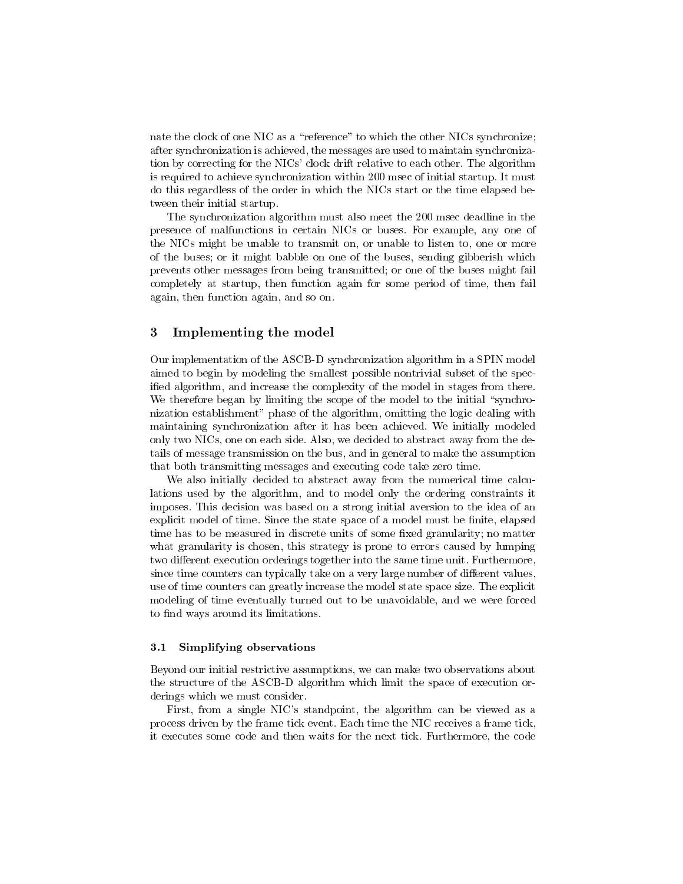nate the clock of one NIC as a "reference" to which the other NICs synchronize; after synchronization is achieved, the messages are used to maintain synchronization by correcting for the NICs' clock drift relative to each other. The algorithm is required to achieve synchronization within 200 msec of initial startup. It must do this regardless of the order in which the NICs start or the time elapsed between their initial startup.

The synchronization algorithm must also meet the 200 msec deadline in the presence of malfunctions in certain NICs or buses. For example, any one of the NICs might be unable to transmit on, or unable to listen to, one or more of the buses; or it might babble on one of the buses, sending gibberish which prevents other messages from being transmitted; or one of the buses might fail completely at startup, then function again for some period of time, then fail again, then function again, and so on.

## 3 Implementing the model

Our implementation of the ASCB-D synchronization algorithm in a SPIN model aimed to begin by modeling the smallest possible nontrivial subset of the specified algorithm, and increase the complexity of the model in stages from there. We therefore began by limiting the scope of the model to the initial "synchronization establishment" phase of the algorithm, omitting the logic dealing with maintaining synchronization after it has been achieved. We initially modeled only two NICs, one on each side. Also, we decided to abstract away from the details of message transmission on the bus, and in general to make the assumption that both transmitting messages and executing code take zero time.

We also initially decided to abstract away from the numerical time calculations used by the algorithm, and to model only the ordering constraints it imposes. This decision was based on a strong initial aversion to the idea of an explicit model of time. Since the state space of a model must be finite, elapsed time has to be measured in discrete units of some fixed granularity; no matter what granularity is chosen, this strategy is prone to errors caused by lumping two different execution orderings together into the same time unit. Furthermore, since time counters can typically take on a very large number of different values, use of time counters can greatly increase the model state space size. The explicit modeling of time eventually turned out to be unavoidable, and we were forced to find ways around its limitations.

### 3.1 Simplifying observations

Beyond our initial restrictive assumptions, we can make two observations about the structure of the ASCB-D algorithm which limit the space of execution orderings which we must consider.

First, from a single NIC's standpoint, the algorithm can be viewed as a process driven by the frame tick event. Each time the NIC receives a frame tick, it executes some code and then waits for the next tick. Furthermore, the code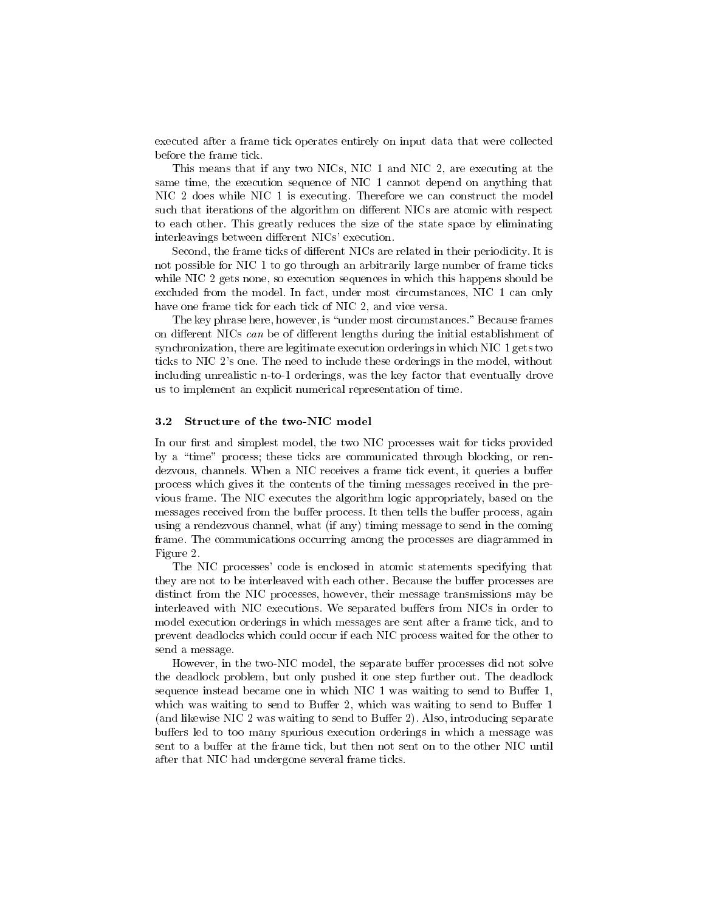executed after a frame tick operates entirely on input data that were collected before the frame tick.

This means that if any two NICs, NIC 1 and NIC 2, are executing at the same time, the execution sequence of NIC 1 cannot depend on anything that NIC 2 does while NIC 1 is executing. Therefore we can construct the model such that iterations of the algorithm on different NICs are atomic with respect to each other. This greatly reduces the size of the state space by eliminating interleavings between different NICs' execution.

Second, the frame ticks of different NICs are related in their periodicity. It is not possible for NIC 1 to go through an arbitrarily large number of frame ticks while NIC 2 gets none, so execution sequences in which this happens should be excluded from the model. In fact, under most circumstances, NIC 1 can only have one frame tick for each tick of NIC 2, and vice versa.

The key phrase here, however, is "under most circumstances." Because frames on different NICs *can* be of different lengths during the initial establishment of synchronization, there are legitimate execution orderings in which NIC 1 gets two ticks to NIC 2's one. The need to include these orderings in the model, without including unrealistic n-to-1 orderings, was the key factor that eventually drove us to implement an explicit numerical representation of time.

### 3.2 Structure of the two-NIC model

In our first and simplest model, the two NIC processes wait for ticks provided by a "time" process; these ticks are communicated through blocking, or rendezvous, channels. When a NIC receives a frame tick event, it queries a buffer process which gives it the contents of the timing messages received in the previous frame. The NIC executes the algorithm logic appropriately, based on the messages received from the buffer process. It then tells the buffer process, again using a rendezvous channel, what (if any) timing message to send in the coming frame. The communications occurring among the processes are diagrammed in Figure 2.

The NIC processes' code is enclosed in atomic statements specifying that they are not to be interleaved with each other. Because the buffer processes are distinct from the NIC processes, however, their message transmissions may be interleaved with NIC executions. We separated buffers from NICs in order to model execution orderings in which messages are sent after a frame tick, and to prevent deadlocks which could occur if each NIC process waited for the other to send a message.

However, in the two-NIC model, the separate buffer processes did not solve the deadlock problem, but only pushed it one step further out. The deadlock sequence instead became one in which NIC 1 was waiting to send to Buffer 1, which was waiting to send to Buffer 2, which was waiting to send to Buffer 1 (and likewise NIC 2 was waiting to send to Buffer 2). Also, introducing separate buffers led to too many spurious execution orderings in which a message was sent to a buffer at the frame tick, but then not sent on to the other NIC until after that NIC had undergone several frame ticks.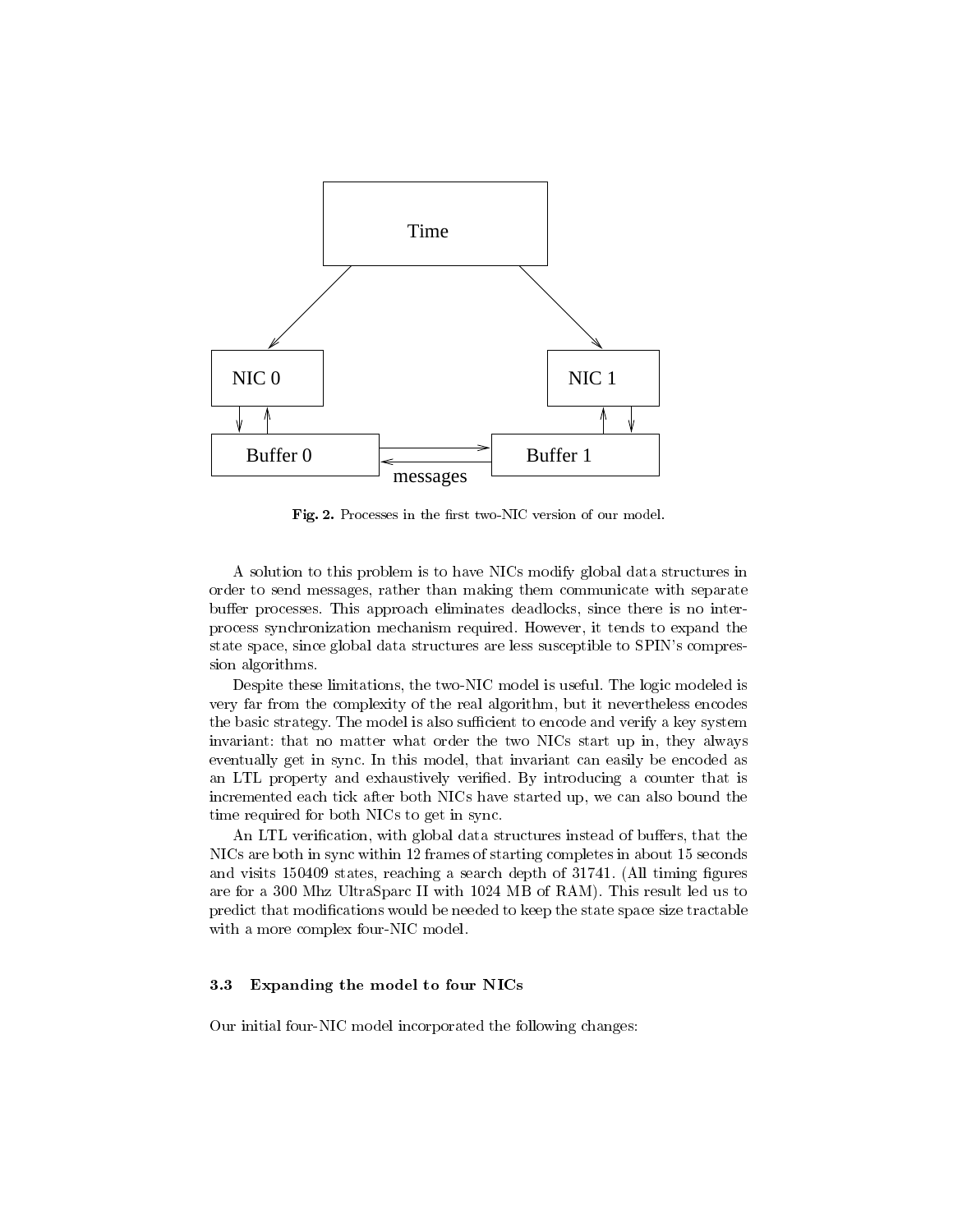Time

NIC 0

NIC 1

Buffer 0

Buffer 1

messages

**Fig. 2.** Processes in the first two-NIC version of our model.

A solution to this problem is to have NICs modify global data structures in order to send messages, rather than making them communicate with separate buffer processes. This approach eliminates deadlocks, since there is no interprocess synchronization mechanism required. However, it tends to expand the state space, since global data structures are less susceptible to SPIN's compression algorithms.

Despite these limitations, the two-NIC model is useful. The logic modeled is very far from the complexity of the real algorithm, but it nevertheless encodes the basic strategy. The model is also sufficient to encode and verify a key system invariant: that no matter what order the two NICs start up in, they always eventually get in sync. In this model, that invariant can easily be encoded as an LTL property and exhaustively verified. By introducing a counter that is incremented each tick after both NICs have started up, we can also bound the time required for both NICs to get in sync.

An LTL verification, with global data structures instead of buffers, that the NICs are both in sync within 12 frames of starting completes in about 15 seconds and visits 150409 states, reaching a search depth of 31741. (All timing figures are for a 300 Mhz UltraSparc II with 1024 MB of RAM). This result led us to predict that modifications would be needed to keep the state space size tractable with a more complex four-NIC model.

### 3.3 Expanding the model to four NICs

Our initial four-NIC model incorporated the following changes: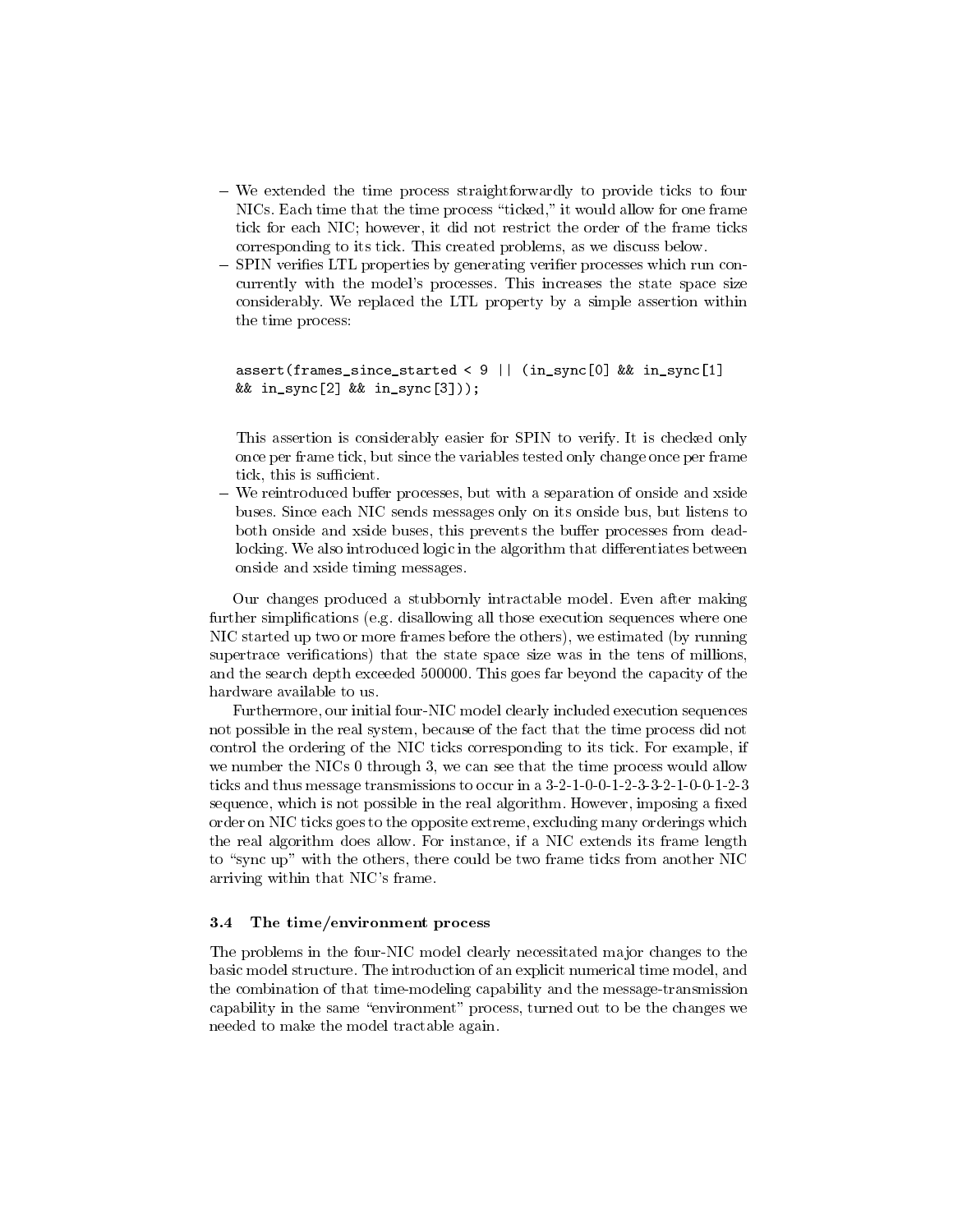- We extended the time process straightforwardly to provide ticks to four NICs. Each time that the time process "ticked," it would allow for one frame tick for each NIC; however, it did not restrict the order of the frame ticks corresponding to its tick. This created problems, as we discuss below.
- SPIN verifies LTL properties by generating verifier processes which run concurrently with the model's processes. This increases the state space size considerably. We replaced the LTL property by a simple assertion within the time process:

```
assert(frames_since_started < 9 || (in_sync[0] && in_sync[1]
&& in_sync[2] && in_sync[3]));
```

  This assertion is considerably easier for SPIN to verify. It is checked only once per frame tick, but since the variables tested only change once per frame tick, this is sufficient.
- We reintroduced buffer processes, but with a separation of onside and xside buses. Since each NIC sends messages only on its onside bus, but listens to both onside and xside buses, this prevents the buffer processes from deadlocking. We also introduced logic in the algorithm that differentiates between onside and xside timing messages.

Our changes produced a stubbornly intractable model. Even after making further simplifications (e.g. disallowing all those execution sequences where one NIC started up two or more frames before the others), we estimated (by running supertrace verifications) that the state space size was in the tens of millions, and the search depth exceeded 500000. This goes far beyond the capacity of the hardware available to us.

Furthermore, our initial four-NIC model clearly included execution sequences not possible in the real system, because of the fact that the time process did not control the ordering of the NIC ticks corresponding to its tick. For example, if we number the NICs 0 through 3, we can see that the time process would allow ticks and thus message transmissions to occur in a 3-2-1-0-0-1-2-3-3-2-1-0-0-1-2-3 sequence, which is not possible in the real algorithm. However, imposing a fixed order on NIC ticks goes to the opposite extreme, excluding many orderings which the real algorithm does allow. For instance, if a NIC extends its frame length to "sync up" with the others, there could be two frame ticks from another NIC arriving within that NIC's frame.

### 3.4 The time/environment process

The problems in the four-NIC model clearly necessitated major changes to the basic model structure. The introduction of an explicit numerical time model, and the combination of that time-modeling capability and the message-transmission capability in the same "environment" process, turned out to be the changes we needed to make the model tractable again.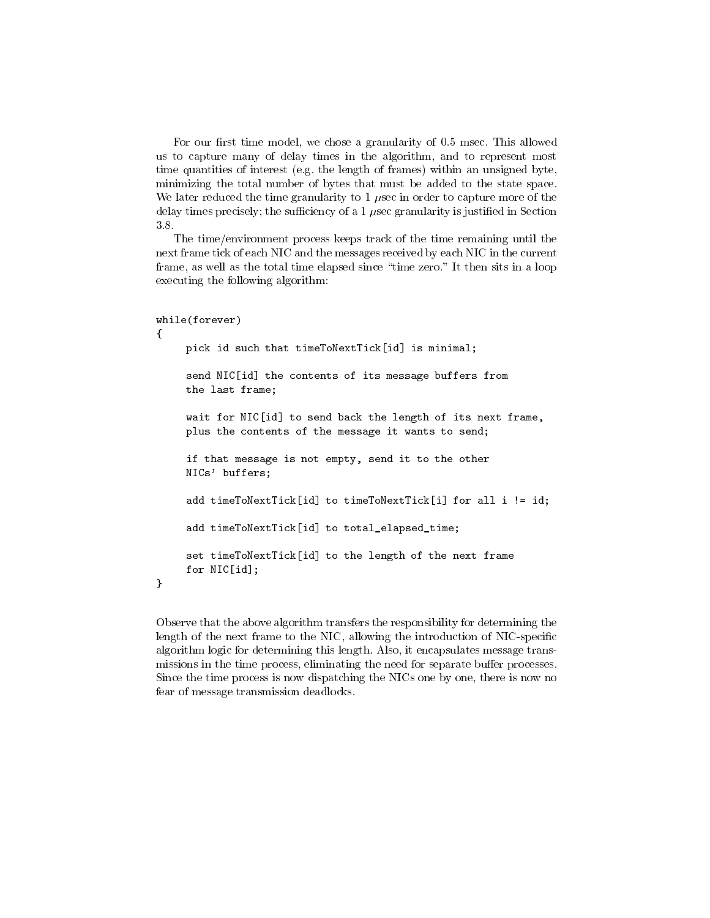For our first time model, we chose a granularity of 0.5 msec. This allowed us to capture many of delay times in the algorithm, and to represent most time quantities of interest (e.g. the length of frames) within an unsigned byte, minimizing the total number of bytes that must be added to the state space. We later reduced the time granularity to 1 $\mu$sec in order to capture more of the delay times precisely; the sufficiency of a 1 $\mu$sec granularity is justified in Section 3.8.

The time/environment process keeps track of the time remaining until the next frame tick of each NIC and the messages received by each NIC in the current frame, as well as the total time elapsed since "time zero." It then sits in a loop executing the following algorithm:

```
while(forever)
{
     pick id such that timeToNextTick[id] is minimal;

     send NIC[id] the contents of its message buffers from
     the last frame;

     wait for NIC[id] to send back the length of its next frame,
     plus the contents of the message it wants to send;

     if that message is not empty, send it to the other
     NICs' buffers;

     add timeToNextTick[id] to timeToNextTick[i] for all i != id;

     add timeToNextTick[id] to total_elapsed_time;

     set timeToNextTick[id] to the length of the next frame
     for NIC[id];
}
```

Observe that the above algorithm transfers the responsibility for determining the length of the next frame to the NIC, allowing the introduction of NIC-specific algorithm logic for determining this length. Also, it encapsulates message transmissions in the time process, eliminating the need for separate buffer processes. Since the time process is now dispatching the NICs one by one, there is now no fear of message transmission deadlocks.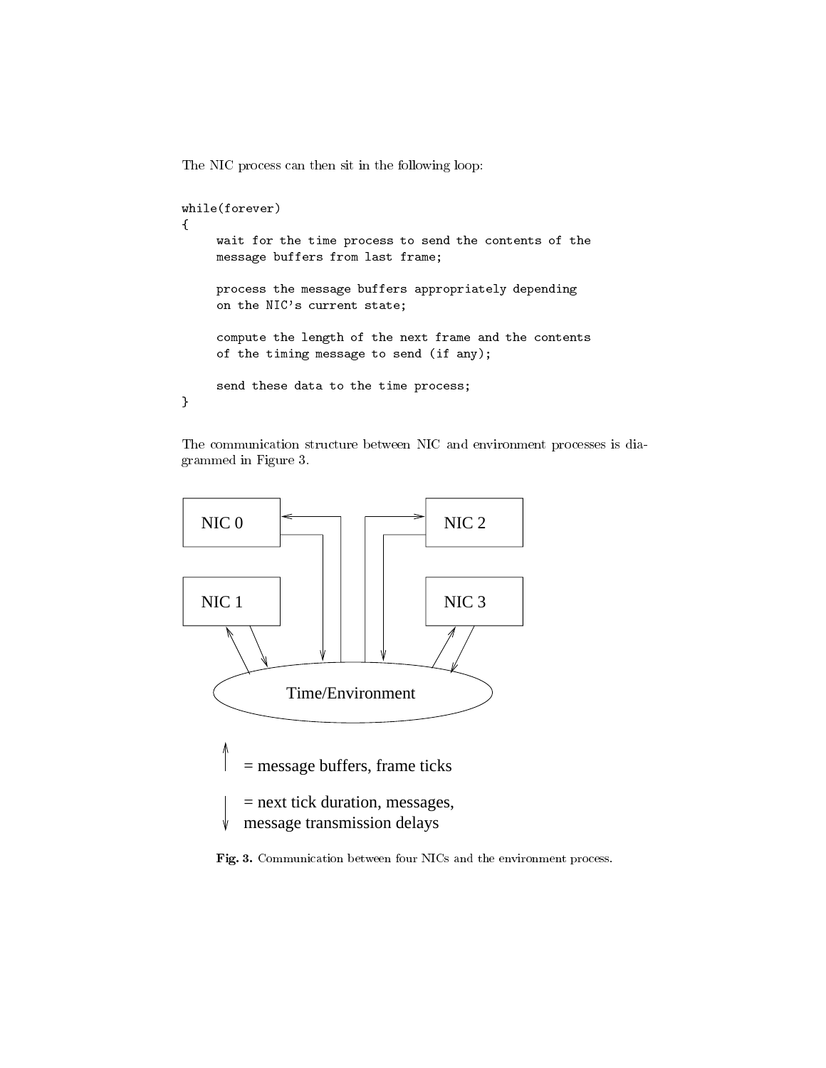The NIC process can then sit in the following loop:

```
while(forever)
{
     wait for the time process to send the contents of the
     message buffers from last frame;

     process the message buffers appropriately depending
     on the NIC's current state;

     compute the length of the next frame and the contents
     of the timing message to send (if any);

     send these data to the time process;
}
```

The communication structure between NIC and environment processes is diagrammed in Figure 3.

**Fig. 3.** Communication between four NICs and the environment process.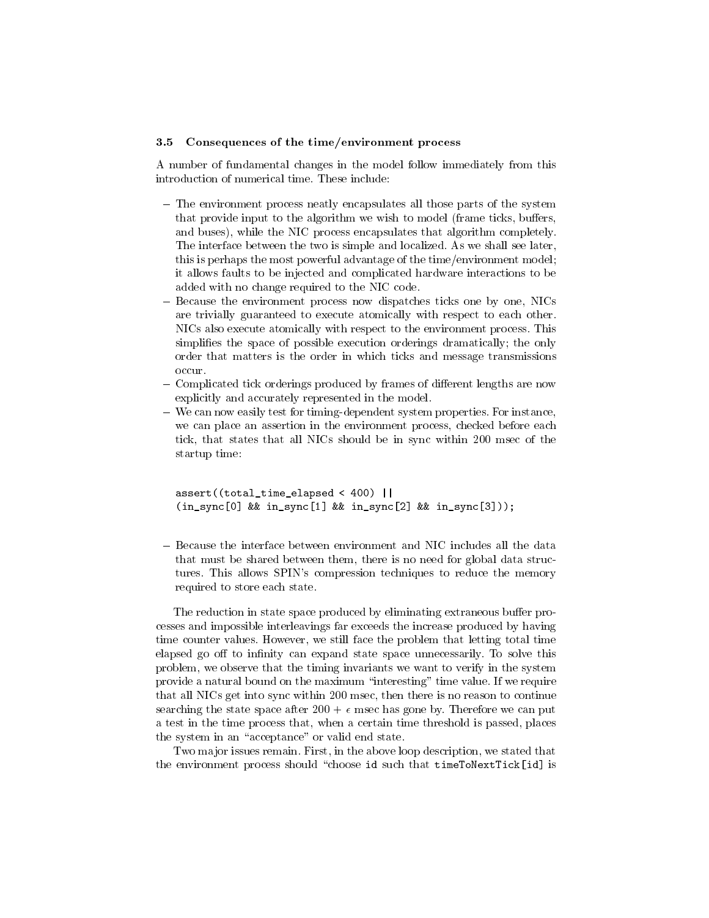### 3.5 Consequences of the time/environment process

A number of fundamental changes in the model follow immediately from this introduction of numerical time. These include:

- The environment process neatly encapsulates all those parts of the system that provide input to the algorithm we wish to model (frame ticks, buffers, and buses), while the NIC process encapsulates that algorithm completely. The interface between the two is simple and localized. As we shall see later, this is perhaps the most powerful advantage of the time/environment model; it allows faults to be injected and complicated hardware interactions to be added with no change required to the NIC code.
- Because the environment process now dispatches ticks one by one, NICs are trivially guaranteed to execute atomically with respect to each other. NICs also execute atomically with respect to the environment process. This simplifies the space of possible execution orderings dramatically; the only order that matters is the order in which ticks and message transmissions occur.
- Complicated tick orderings produced by frames of different lengths are now explicitly and accurately represented in the model.
- We can now easily test for timing-dependent system properties. For instance, we can place an assertion in the environment process, checked before each tick, that states that all NICs should be in sync within 200 msec of the startup time:

```
assert((total_time_elapsed < 400) ||
(in_sync[0] && in_sync[1] && in_sync[2] && in_sync[3]));
```

- Because the interface between environment and NIC includes all the data that must be shared between them, there is no need for global data structures. This allows SPIN's compression techniques to reduce the memory required to store each state.

The reduction in state space produced by eliminating extraneous buffer processes and impossible interleavings far exceeds the increase produced by having time counter values. However, we still face the problem that letting total time elapsed go off to infinity can expand state space unnecessarily. To solve this problem, we observe that the timing invariants we want to verify in the system provide a natural bound on the maximum "interesting" time value. If we require that all NICs get into sync within 200 msec, then there is no reason to continue searching the state space after $200 + \epsilon$ msec has gone by. Therefore we can put a test in the time process that, when a certain time threshold is passed, places the system in an "acceptance" or valid end state.

Two major issues remain. First, in the above loop description, we stated that the environment process should "choose `id` such that `timeToNextTick[id]` is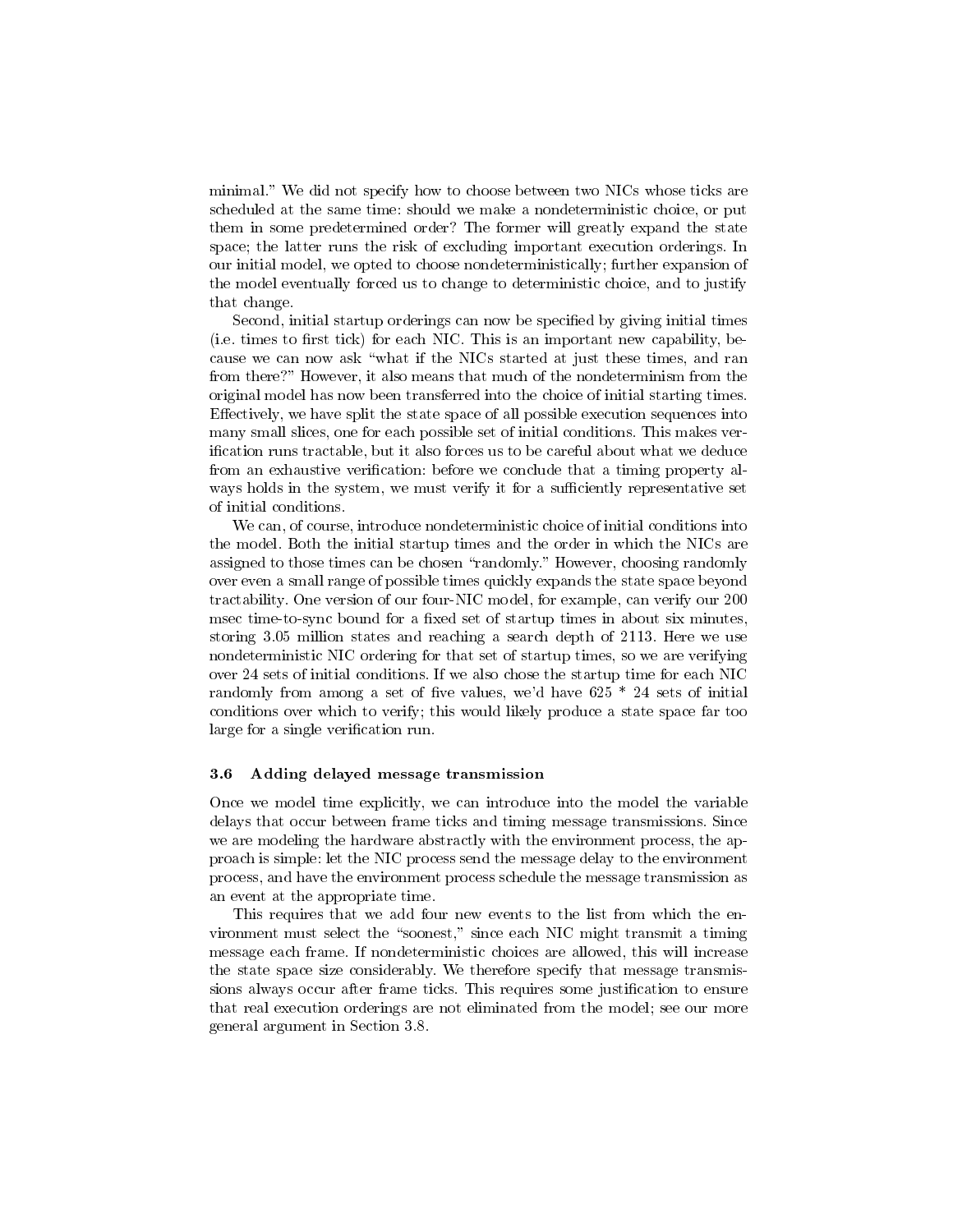minimal." We did not specify how to choose between two NICs whose ticks are scheduled at the same time: should we make a nondeterministic choice, or put them in some predetermined order? The former will greatly expand the state space; the latter runs the risk of excluding important execution orderings. In our initial model, we opted to choose nondeterministically; further expansion of the model eventually forced us to change to deterministic choice, and to justify that change.

Second, initial startup orderings can now be specified by giving initial times (i.e. times to first tick) for each NIC. This is an important new capability, because we can now ask "what if the NICs started at just these times, and ran from there?" However, it also means that much of the nondeterminism from the original model has now been transferred into the choice of initial starting times. Effectively, we have split the state space of all possible execution sequences into many small slices, one for each possible set of initial conditions. This makes verification runs tractable, but it also forces us to be careful about what we deduce from an exhaustive verification: before we conclude that a timing property always holds in the system, we must verify it for a sufficiently representative set of initial conditions.

We can, of course, introduce nondeterministic choice of initial conditions into the model. Both the initial startup times and the order in which the NICs are assigned to those times can be chosen "randomly." However, choosing randomly over even a small range of possible times quickly expands the state space beyond tractability. One version of our four-NIC model, for example, can verify our 200 msec time-to-sync bound for a fixed set of startup times in about six minutes, storing 3.05 million states and reaching a search depth of 2113. Here we use nondeterministic NIC ordering for that set of startup times, so we are verifying over 24 sets of initial conditions. If we also chose the startup time for each NIC randomly from among a set of five values, we'd have 625 * 24 sets of initial conditions over which to verify; this would likely produce a state space far too large for a single verification run.

### 3.6 Adding delayed message transmission

Once we model time explicitly, we can introduce into the model the variable delays that occur between frame ticks and timing message transmissions. Since we are modeling the hardware abstractly with the environment process, the approach is simple: let the NIC process send the message delay to the environment process, and have the environment process schedule the message transmission as an event at the appropriate time.

This requires that we add four new events to the list from which the environment must select the "soonest," since each NIC might transmit a timing message each frame. If nondeterministic choices are allowed, this will increase the state space size considerably. We therefore specify that message transmissions always occur after frame ticks. This requires some justification to ensure that real execution orderings are not eliminated from the model; see our more general argument in Section 3.8.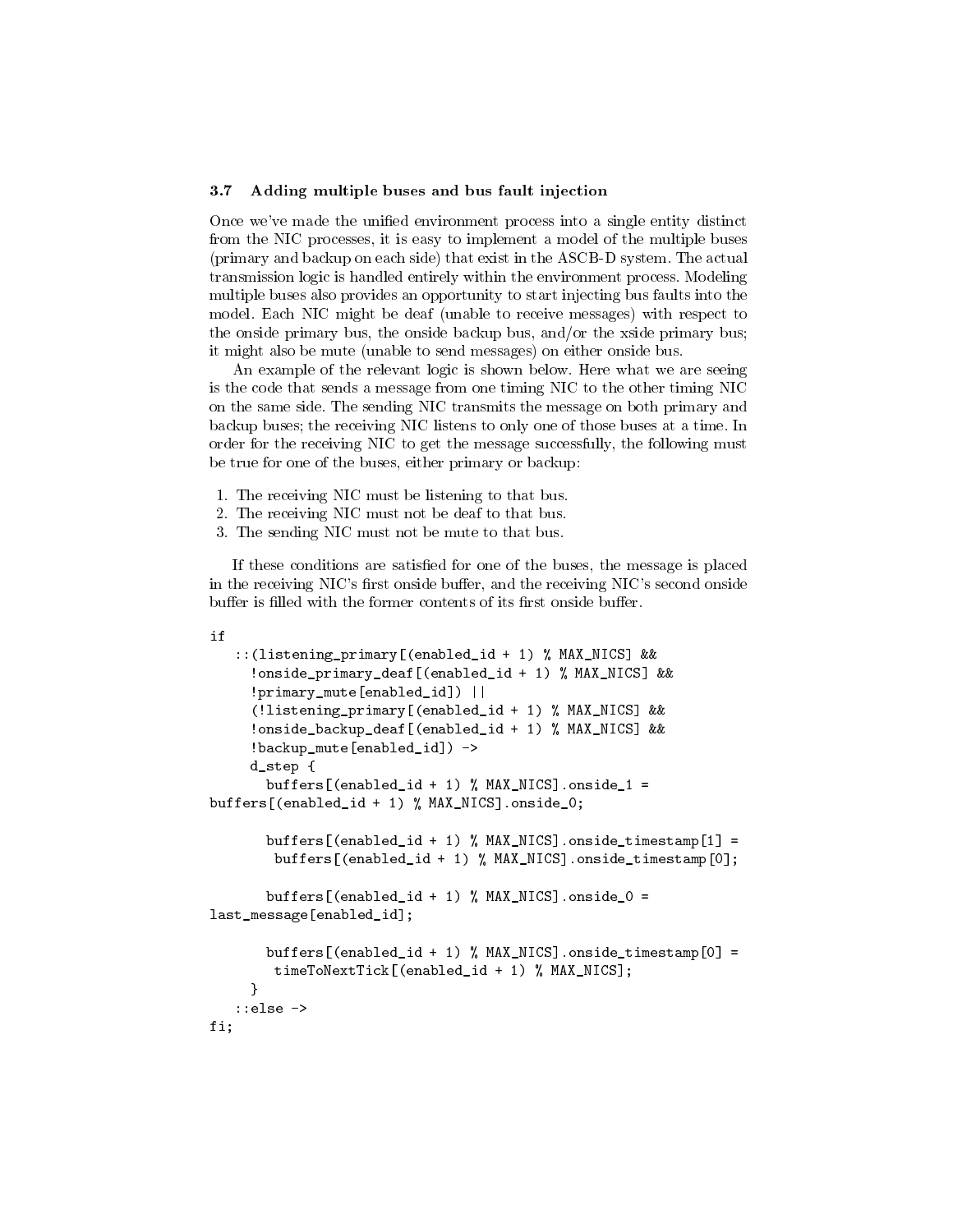### 3.7 Adding multiple buses and bus fault injection

Once we've made the unified environment process into a single entity distinct from the NIC processes, it is easy to implement a model of the multiple buses (primary and backup on each side) that exist in the ASCB-D system. The actual transmission logic is handled entirely within the environment process. Modeling multiple buses also provides an opportunity to start injecting bus faults into the model. Each NIC might be deaf (unable to receive messages) with respect to the onside primary bus, the onside backup bus, and/or the xside primary bus; it might also be mute (unable to send messages) on either onside bus.

An example of the relevant logic is shown below. Here what we are seeing is the code that sends a message from one timing NIC to the other timing NIC on the same side. The sending NIC transmits the message on both primary and backup buses; the receiving NIC listens to only one of those buses at a time. In order for the receiving NIC to get the message successfully, the following must be true for one of the buses, either primary or backup:

1. The receiving NIC must be listening to that bus.
2. The receiving NIC must not be deaf to that bus.
3. The sending NIC must not be mute to that bus.

If these conditions are satisfied for one of the buses, the message is placed in the receiving NIC's first onside buffer, and the receiving NIC's second onside buffer is filled with the former contents of its first onside buffer.

```
if
   ::(listening_primary[(enabled_id + 1) % MAX_NICS] &&
     !onside_primary_deaf[(enabled_id + 1) % MAX_NICS] &&
     !primary_mute[enabled_id]) ||
     (!listening_primary[(enabled_id + 1) % MAX_NICS] &&
     !onside_backup_deaf[(enabled_id + 1) % MAX_NICS] &&
     !backup_mute[enabled_id]) ->
     d_step {
       buffers[(enabled_id + 1) % MAX_NICS].onside_1 =
buffers[(enabled_id + 1) % MAX_NICS].onside_0;

       buffers[(enabled_id + 1) % MAX_NICS].onside_timestamp[1] =
        buffers[(enabled_id + 1) % MAX_NICS].onside_timestamp[0];

       buffers[(enabled_id + 1) % MAX_NICS].onside_0 =
last_message[enabled_id];

       buffers[(enabled_id + 1) % MAX_NICS].onside_timestamp[0] =
        timeToNextTick[(enabled_id + 1) % MAX_NICS];
     }
   ::else ->
fi;
```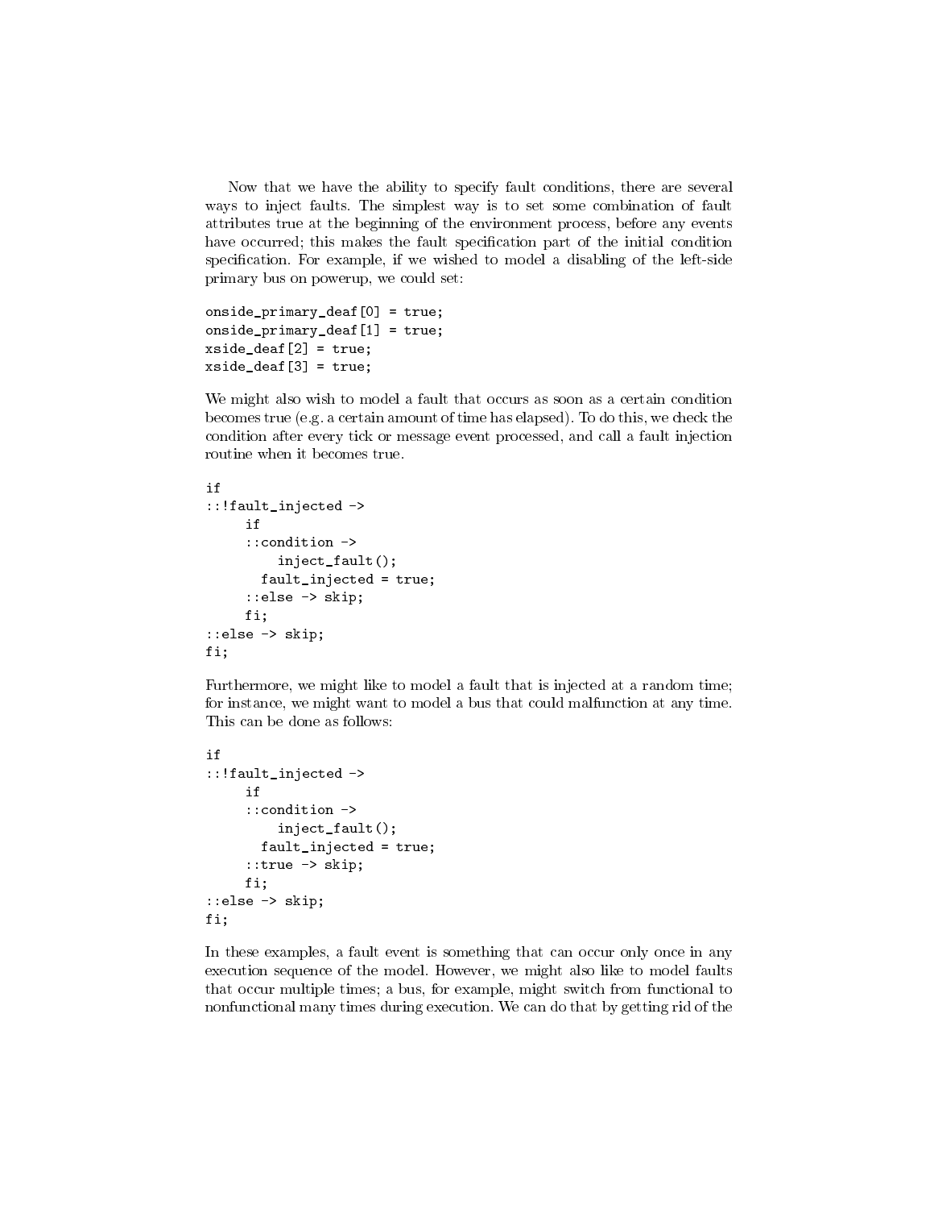Now that we have the ability to specify fault conditions, there are several ways to inject faults. The simplest way is to set some combination of fault attributes true at the beginning of the environment process, before any events have occurred; this makes the fault specification part of the initial condition specification. For example, if we wished to model a disabling of the left-side primary bus on powerup, we could set:

```
onside_primary_deaf[0] = true;
onside_primary_deaf[1] = true;
xside_deaf[2] = true;
xside_deaf[3] = true;
```

We might also wish to model a fault that occurs as soon as a certain condition becomes true (e.g. a certain amount of time has elapsed). To do this, we check the condition after every tick or message event processed, and call a fault injection routine when it becomes true.

```
if
::!fault_injected ->
     if
     ::condition ->
         inject_fault();
       fault_injected = true;
     ::else -> skip;
     fi;
::else -> skip;
fi;
```

Furthermore, we might like to model a fault that is injected at a random time; for instance, we might want to model a bus that could malfunction at any time. This can be done as follows:

```
if
::!fault_injected ->
     if
     ::condition ->
         inject_fault();
       fault_injected = true;
     ::true -> skip;
     fi;
::else -> skip;
fi;
```

In these examples, a fault event is something that can occur only once in any execution sequence of the model. However, we might also like to model faults that occur multiple times; a bus, for example, might switch from functional to nonfunctional many times during execution. We can do that by getting rid of the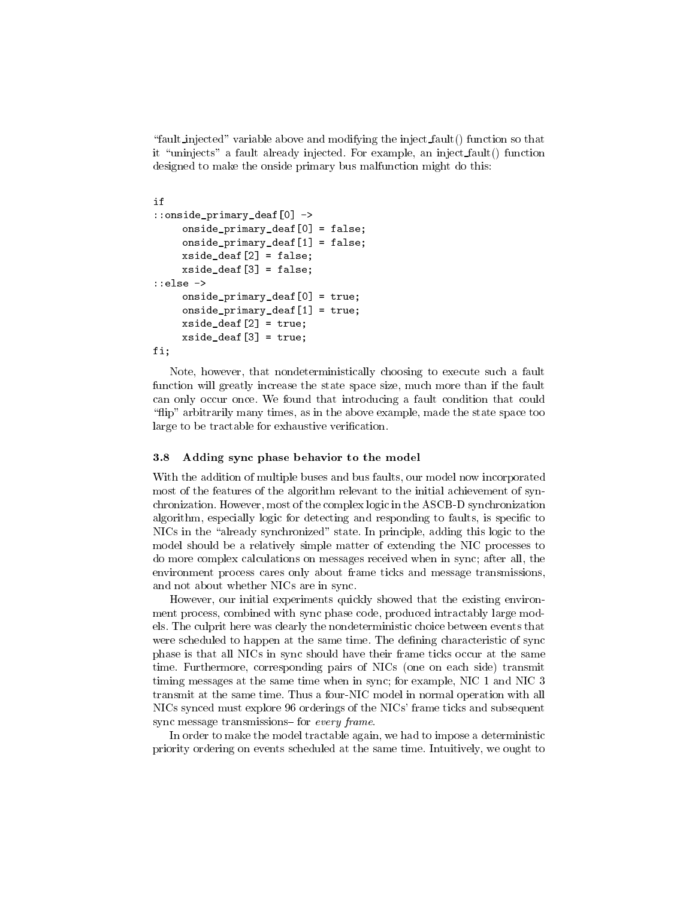"fault_injected" variable above and modifying the inject_fault() function so that it "uninjects" a fault already injected. For example, an inject_fault() function designed to make the onside primary bus malfunction might do this:

```
if
::onside_primary_deaf[0] ->
     onside_primary_deaf[0] = false;
     onside_primary_deaf[1] = false;
     xside_deaf[2] = false;
     xside_deaf[3] = false;
::else ->
     onside_primary_deaf[0] = true;
     onside_primary_deaf[1] = true;
     xside_deaf[2] = true;
     xside_deaf[3] = true;
fi;
```

Note, however, that nondeterministically choosing to execute such a fault function will greatly increase the state space size, much more than if the fault can only occur once. We found that introducing a fault condition that could "flip" arbitrarily many times, as in the above example, made the state space too large to be tractable for exhaustive verification.

### 3.8 Adding sync phase behavior to the model

With the addition of multiple buses and bus faults, our model now incorporated most of the features of the algorithm relevant to the initial achievement of synchronization. However, most of the complex logic in the ASCB-D synchronization algorithm, especially logic for detecting and responding to faults, is specific to NICs in the "already synchronized" state. In principle, adding this logic to the model should be a relatively simple matter of extending the NIC processes to do more complex calculations on messages received when in sync; after all, the environment process cares only about frame ticks and message transmissions, and not about whether NICs are in sync.

However, our initial experiments quickly showed that the existing environment process, combined with sync phase code, produced intractably large models. The culprit here was clearly the nondeterministic choice between events that were scheduled to happen at the same time. The defining characteristic of sync phase is that all NICs in sync should have their frame ticks occur at the same time. Furthermore, corresponding pairs of NICs (one on each side) transmit timing messages at the same time when in sync; for example, NIC 1 and NIC 3 transmit at the same time. Thus a four-NIC model in normal operation with all NICs synced must explore 96 orderings of the NICs' frame ticks and subsequent sync message transmissions– for *every frame*.

In order to make the model tractable again, we had to impose a deterministic priority ordering on events scheduled at the same time. Intuitively, we ought to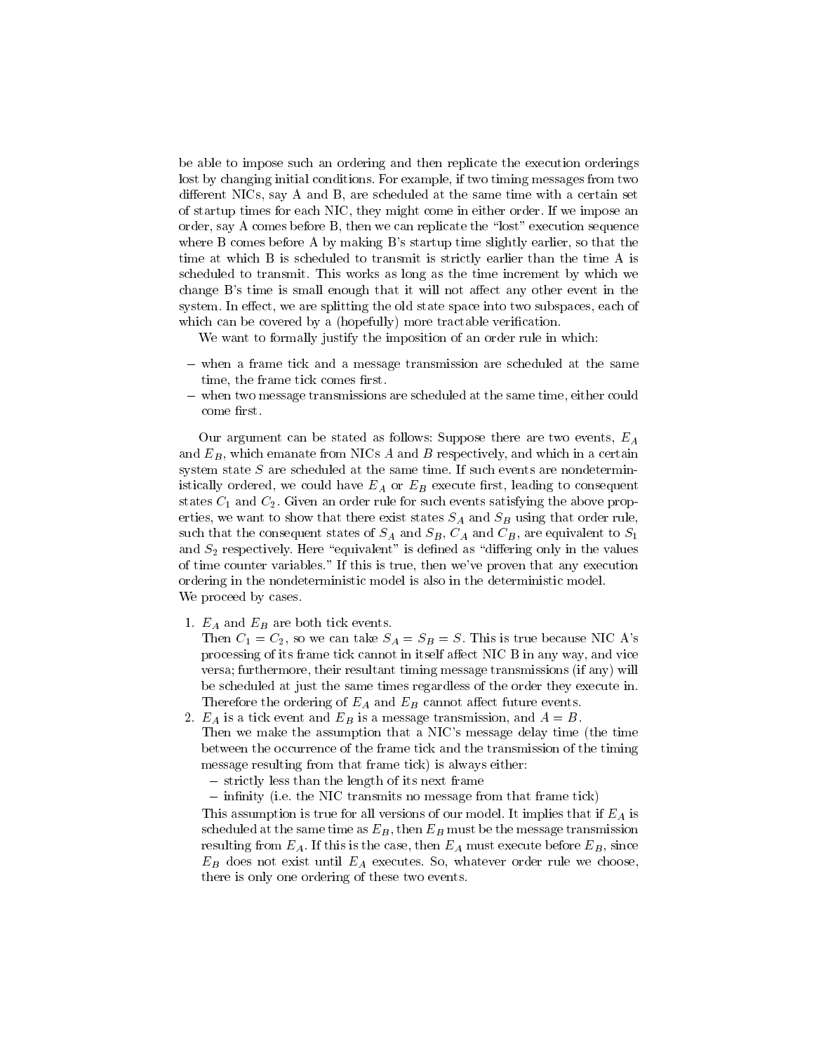be able to impose such an ordering and then replicate the execution orderings lost by changing initial conditions. For example, if two timing messages from two different NICs, say A and B, are scheduled at the same time with a certain set of startup times for each NIC, they might come in either order. If we impose an order, say A comes before B, then we can replicate the "lost" execution sequence where B comes before A by making B's startup time slightly earlier, so that the time at which B is scheduled to transmit is strictly earlier than the time A is scheduled to transmit. This works as long as the time increment by which we change B's time is small enough that it will not affect any other event in the system. In effect, we are splitting the old state space into two subspaces, each of which can be covered by a (hopefully) more tractable verification.

We want to formally justify the imposition of an order rule in which:

- when a frame tick and a message transmission are scheduled at the same time, the frame tick comes first.
- when two message transmissions are scheduled at the same time, either could come first.

Our argument can be stated as follows: Suppose there are two events, $E_A$ and $E_B$, which emanate from NICs $A$ and $B$ respectively, and which in a certain system state $S$ are scheduled at the same time. If such events are nondeterministically ordered, we could have $E_A$ or $E_B$ execute first, leading to consequent states $C_1$ and $C_2$. Given an order rule for such events satisfying the above properties, we want to show that there exist states $S_A$ and $S_B$ using that order rule, such that the consequent states of $S_A$ and $S_B$, $C_A$ and $C_B$, are equivalent to $S_1$ and $S_2$ respectively. Here "equivalent" is defined as "differing only in the values of time counter variables." If this is true, then we've proven that any execution ordering in the nondeterministic model is also in the deterministic model.
We proceed by cases.

1. $E_A$ and $E_B$ are both tick events.
   Then $C_1 = C_2$, so we can take $S_A = S_B = S$. This is true because NIC A's processing of its frame tick cannot in itself affect NIC B in any way, and vice versa; furthermore, their resultant timing message transmissions (if any) will be scheduled at just the same times regardless of the order they execute in. Therefore the ordering of $E_A$ and $E_B$ cannot affect future events.
2. $E_A$ is a tick event and $E_B$ is a message transmission, and $A = B$.
   Then we make the assumption that a NIC's message delay time (the time between the occurrence of the frame tick and the transmission of the timing message resulting from that frame tick) is always either:
   - strictly less than the length of its next frame
   - infinity (i.e. the NIC transmits no message from that frame tick)

   This assumption is true for all versions of our model. It implies that if $E_A$ is scheduled at the same time as $E_B$, then $E_B$ must be the message transmission resulting from $E_A$. If this is the case, then $E_A$ must execute before $E_B$, since $E_B$ does not exist until $E_A$ executes. So, whatever order rule we choose, there is only one ordering of these two events.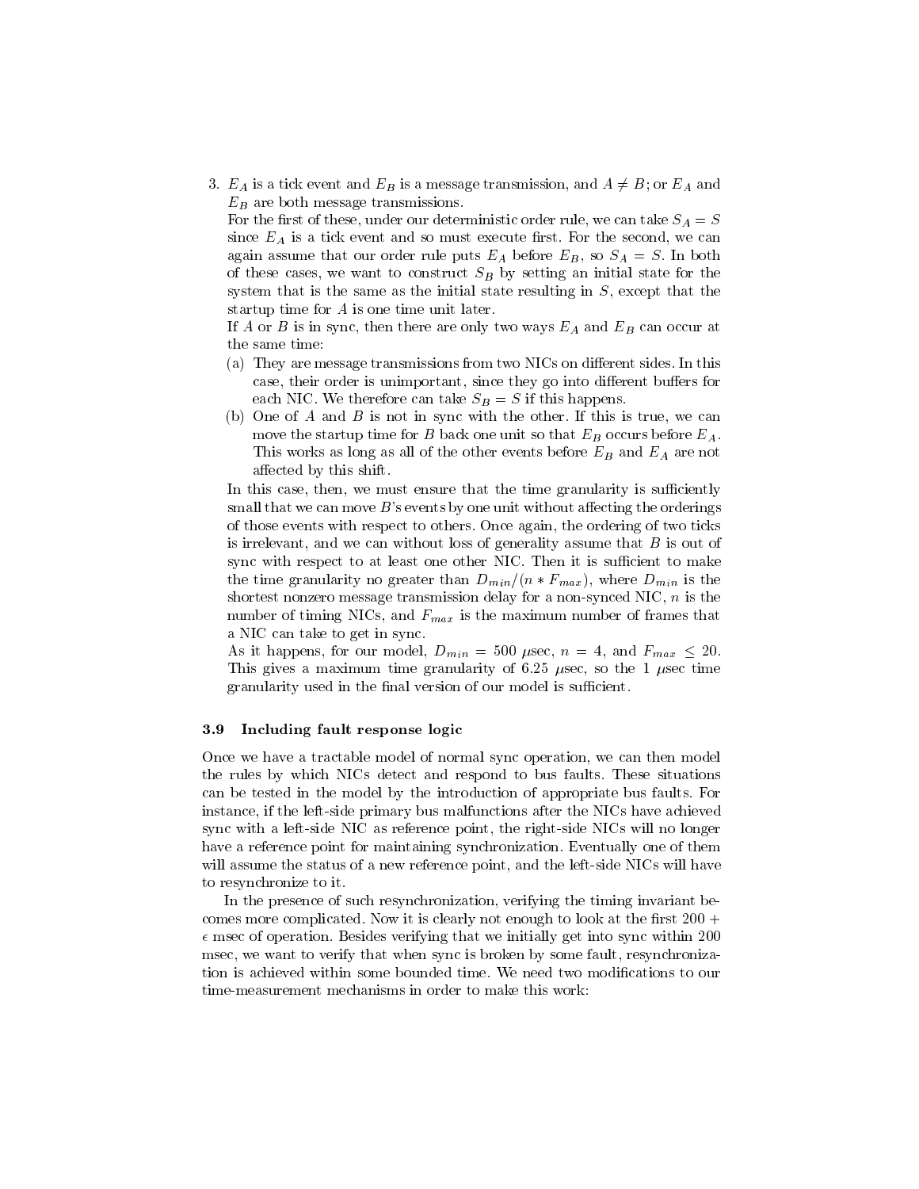3. $E_A$ is a tick event and $E_B$ is a message transmission, and $A \neq B$; or $E_A$ and $E_B$ are both message transmissions.

   For the first of these, under our deterministic order rule, we can take $S_A = S$ since $E_A$ is a tick event and so must execute first. For the second, we can again assume that our order rule puts $E_A$ before $E_B$, so $S_A = S$. In both of these cases, we want to construct $S_B$ by setting an initial state for the system that is the same as the initial state resulting in $S$, except that the startup time for $A$ is one time unit later.

   If $A$ or $B$ is in sync, then there are only two ways $E_A$ and $E_B$ can occur at the same time:

   (a) They are message transmissions from two NICs on different sides. In this case, their order is unimportant, since they go into different buffers for each NIC. We therefore can take $S_B = S$ if this happens.

   (b) One of $A$ and $B$ is not in sync with the other. If this is true, we can move the startup time for $B$ back one unit so that $E_B$ occurs before $E_A$. This works as long as all of the other events before $E_B$ and $E_A$ are not affected by this shift.

   In this case, then, we must ensure that the time granularity is sufficiently small that we can move $B$'s events by one unit without affecting the orderings of those events with respect to others. Once again, the ordering of two ticks is irrelevant, and we can without loss of generality assume that $B$ is out of sync with respect to at least one other NIC. Then it is sufficient to make the time granularity no greater than $D_{min}/(n * F_{max})$, where $D_{min}$ is the shortest nonzero message transmission delay for a non-synced NIC, $n$ is the number of timing NICs, and $F_{max}$ is the maximum number of frames that a NIC can take to get in sync.

   As it happens, for our model, $D_{min} = 500$ $\mu$sec, $n = 4$, and $F_{max} \leq 20$. This gives a maximum time granularity of 6.25 $\mu$sec, so the 1 $\mu$sec time granularity used in the final version of our model is sufficient.

### 3.9 Including fault response logic

Once we have a tractable model of normal sync operation, we can then model the rules by which NICs detect and respond to bus faults. These situations can be tested in the model by the introduction of appropriate bus faults. For instance, if the left-side primary bus malfunctions after the NICs have achieved sync with a left-side NIC as reference point, the right-side NICs will no longer have a reference point for maintaining synchronization. Eventually one of them will assume the status of a new reference point, and the left-side NICs will have to resynchronize to it.

In the presence of such resynchronization, verifying the timing invariant becomes more complicated. Now it is clearly not enough to look at the first $200 + \epsilon$ msec of operation. Besides verifying that we initially get into sync within 200 msec, we want to verify that when sync is broken by some fault, resynchronization is achieved within some bounded time. We need two modifications to our time-measurement mechanisms in order to make this work: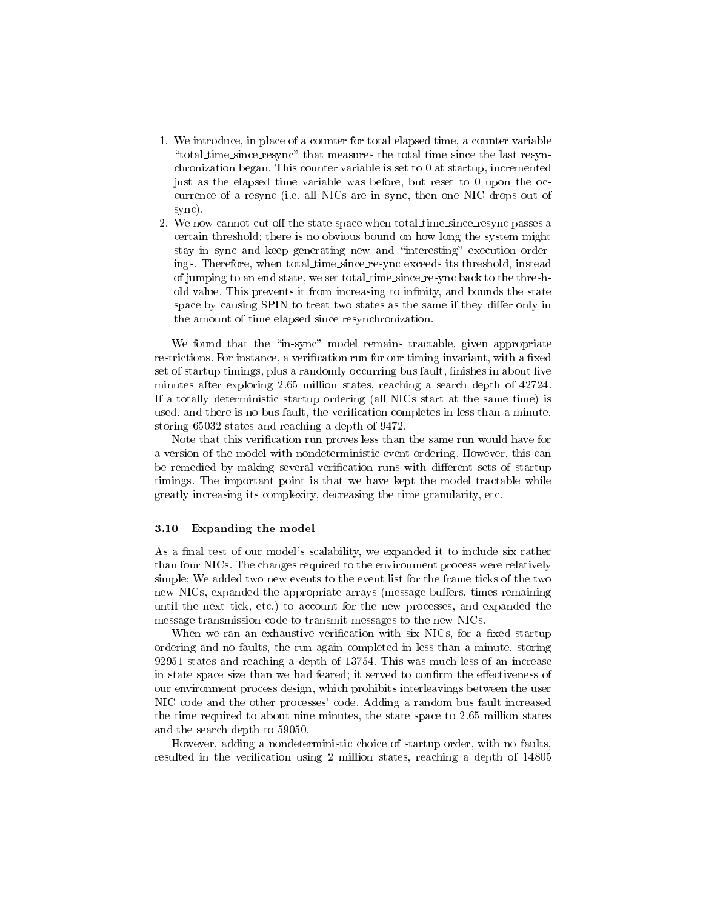1. We introduce, in place of a counter for total elapsed time, a counter variable "total_time_since_resync" that measures the total time since the last resynchronization began. This counter variable is set to 0 at startup, incremented just as the elapsed time variable was before, but reset to 0 upon the occurrence of a resync (i.e. all NICs are in sync, then one NIC drops out of sync).
2. We now cannot cut off the state space when total_time_since_resync passes a certain threshold; there is no obvious bound on how long the system might stay in sync and keep generating new and "interesting" execution orderings. Therefore, when total_time_since_resync exceeds its threshold, instead of jumping to an end state, we set total_time_since_resync back to the threshold value. This prevents it from increasing to infinity, and bounds the state space by causing SPIN to treat two states as the same if they differ only in the amount of time elapsed since resynchronization.

We found that the "in-sync" model remains tractable, given appropriate restrictions. For instance, a verification run for our timing invariant, with a fixed set of startup timings, plus a randomly occurring bus fault, finishes in about five minutes after exploring 2.65 million states, reaching a search depth of 42724. If a totally deterministic startup ordering (all NICs start at the same time) is used, and there is no bus fault, the verification completes in less than a minute, storing 65032 states and reaching a depth of 9472.

Note that this verification run proves less than the same run would have for a version of the model with nondeterministic event ordering. However, this can be remedied by making several verification runs with different sets of startup timings. The important point is that we have kept the model tractable while greatly increasing its complexity, decreasing the time granularity, etc.

### 3.10 Expanding the model

As a final test of our model's scalability, we expanded it to include six rather than four NICs. The changes required to the environment process were relatively simple: We added two new events to the event list for the frame ticks of the two new NICs, expanded the appropriate arrays (message buffers, times remaining until the next tick, etc.) to account for the new processes, and expanded the message transmission code to transmit messages to the new NICs.

When we ran an exhaustive verification with six NICs, for a fixed startup ordering and no faults, the run again completed in less than a minute, storing 92951 states and reaching a depth of 13754. This was much less of an increase in state space size than we had feared; it served to confirm the effectiveness of our environment process design, which prohibits interleavings between the user NIC code and the other processes' code. Adding a random bus fault increased the time required to about nine minutes, the state space to 2.65 million states and the search depth to 59050.

However, adding a nondeterministic choice of startup order, with no faults, resulted in the verification using 2 million states, reaching a depth of 14805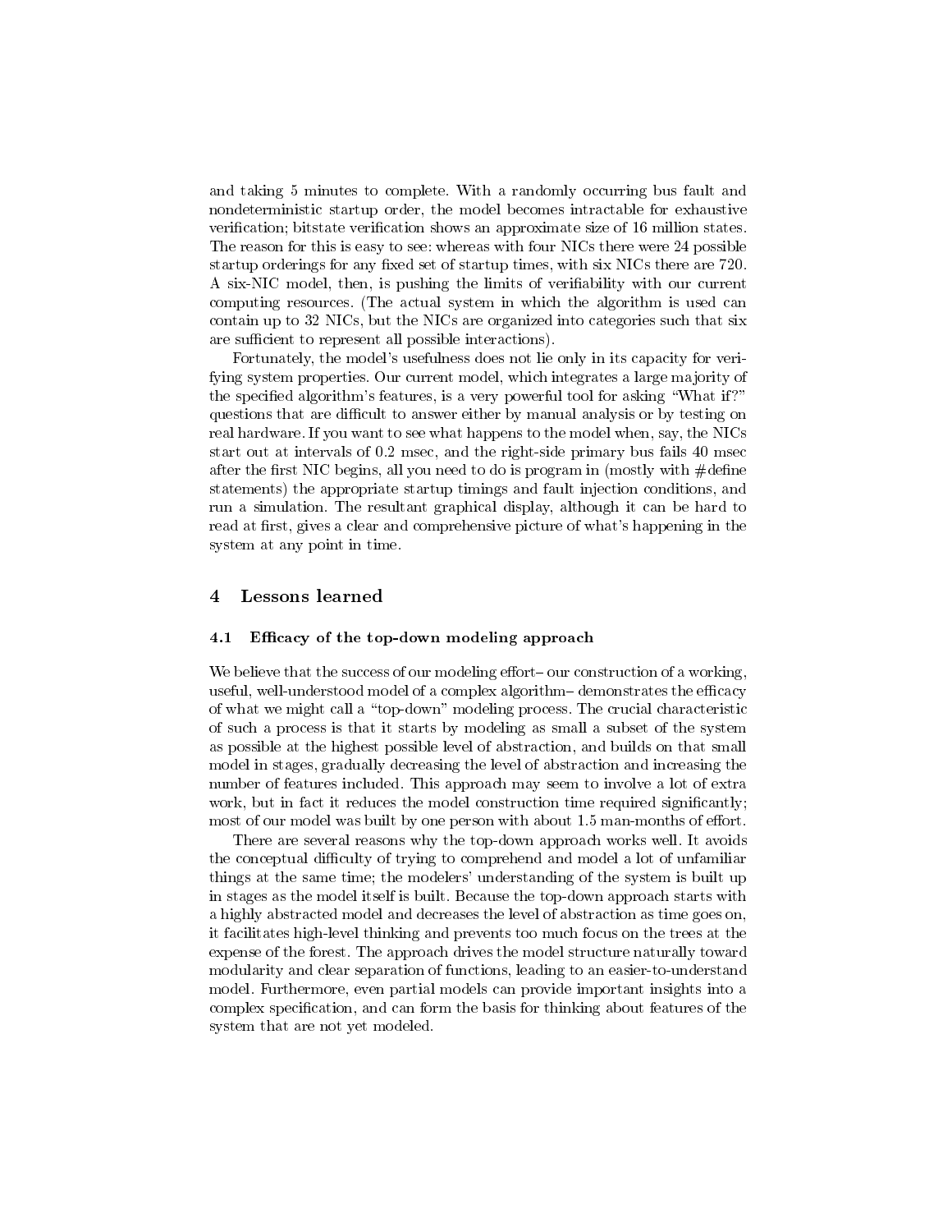and taking 5 minutes to complete. With a randomly occurring bus fault and nondeterministic startup order, the model becomes intractable for exhaustive verification; bitstate verification shows an approximate size of 16 million states. The reason for this is easy to see: whereas with four NICs there were 24 possible startup orderings for any fixed set of startup times, with six NICs there are 720. A six-NIC model, then, is pushing the limits of verifiability with our current computing resources. (The actual system in which the algorithm is used can contain up to 32 NICs, but the NICs are organized into categories such that six are sufficient to represent all possible interactions).

Fortunately, the model's usefulness does not lie only in its capacity for verifying system properties. Our current model, which integrates a large majority of the specified algorithm's features, is a very powerful tool for asking "What if?" questions that are difficult to answer either by manual analysis or by testing on real hardware. If you want to see what happens to the model when, say, the NICs start out at intervals of 0.2 msec, and the right-side primary bus fails 40 msec after the first NIC begins, all you need to do is program in (mostly with #define statements) the appropriate startup timings and fault injection conditions, and run a simulation. The resultant graphical display, although it can be hard to read at first, gives a clear and comprehensive picture of what's happening in the system at any point in time.

## 4 Lessons learned

### 4.1 Efficacy of the top-down modeling approach

We believe that the success of our modeling effort– our construction of a working, useful, well-understood model of a complex algorithm– demonstrates the efficacy of what we might call a "top-down" modeling process. The crucial characteristic of such a process is that it starts by modeling as small a subset of the system as possible at the highest possible level of abstraction, and builds on that small model in stages, gradually decreasing the level of abstraction and increasing the number of features included. This approach may seem to involve a lot of extra work, but in fact it reduces the model construction time required significantly; most of our model was built by one person with about 1.5 man-months of effort.

There are several reasons why the top-down approach works well. It avoids the conceptual difficulty of trying to comprehend and model a lot of unfamiliar things at the same time; the modelers' understanding of the system is built up in stages as the model itself is built. Because the top-down approach starts with a highly abstracted model and decreases the level of abstraction as time goes on, it facilitates high-level thinking and prevents too much focus on the trees at the expense of the forest. The approach drives the model structure naturally toward modularity and clear separation of functions, leading to an easier-to-understand model. Furthermore, even partial models can provide important insights into a complex specification, and can form the basis for thinking about features of the system that are not yet modeled.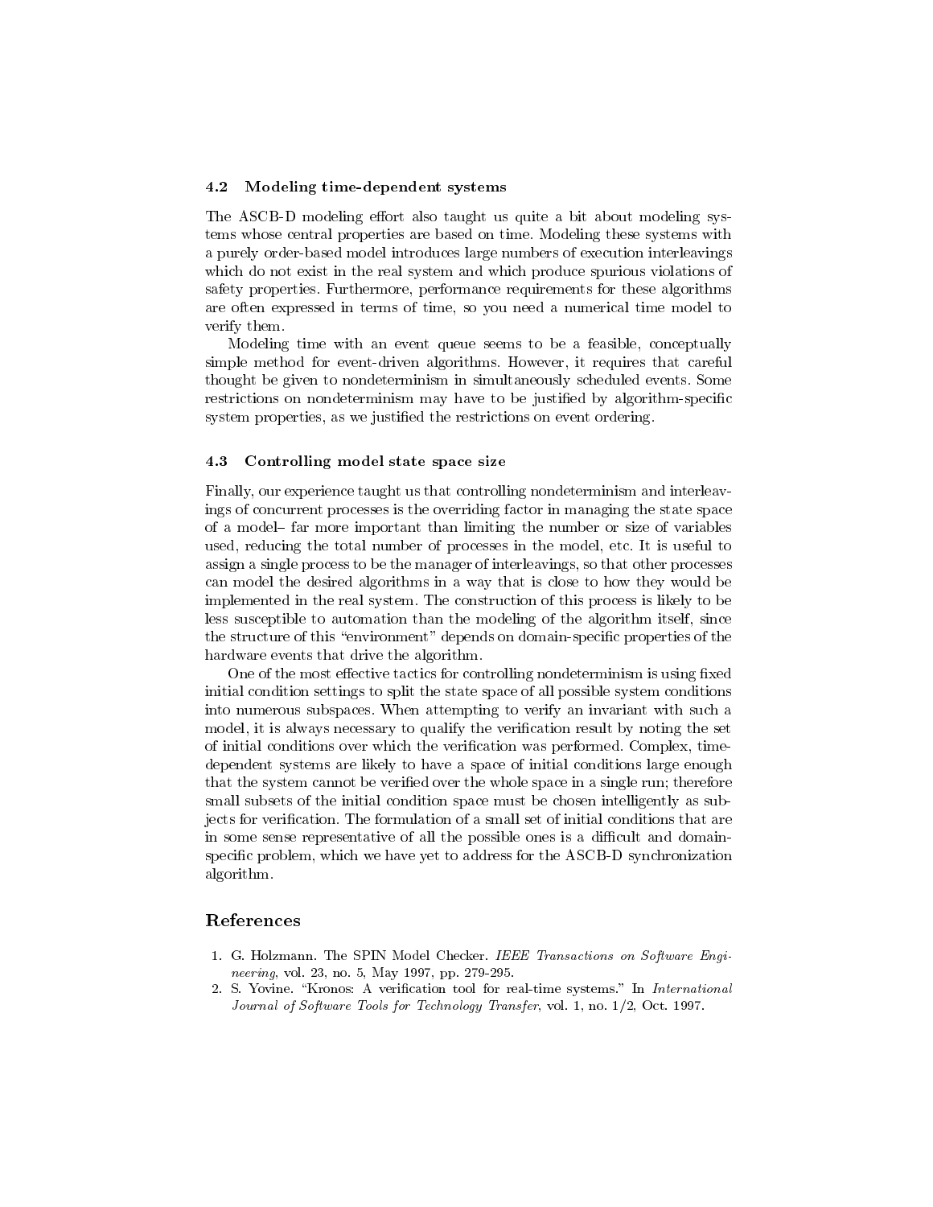### 4.2 Modeling time-dependent systems

The ASCB-D modeling effort also taught us quite a bit about modeling systems whose central properties are based on time. Modeling these systems with a purely order-based model introduces large numbers of execution interleavings which do not exist in the real system and which produce spurious violations of safety properties. Furthermore, performance requirements for these algorithms are often expressed in terms of time, so you need a numerical time model to verify them.

Modeling time with an event queue seems to be a feasible, conceptually simple method for event-driven algorithms. However, it requires that careful thought be given to nondeterminism in simultaneously scheduled events. Some restrictions on nondeterminism may have to be justified by algorithm-specific system properties, as we justified the restrictions on event ordering.

### 4.3 Controlling model state space size

Finally, our experience taught us that controlling nondeterminism and interleavings of concurrent processes is the overriding factor in managing the state space of a model– far more important than limiting the number or size of variables used, reducing the total number of processes in the model, etc. It is useful to assign a single process to be the manager of interleavings, so that other processes can model the desired algorithms in a way that is close to how they would be implemented in the real system. The construction of this process is likely to be less susceptible to automation than the modeling of the algorithm itself, since the structure of this "environment" depends on domain-specific properties of the hardware events that drive the algorithm.

One of the most effective tactics for controlling nondeterminism is using fixed initial condition settings to split the state space of all possible system conditions into numerous subspaces. When attempting to verify an invariant with such a model, it is always necessary to qualify the verification result by noting the set of initial conditions over which the verification was performed. Complex, time-dependent systems are likely to have a space of initial conditions large enough that the system cannot be verified over the whole space in a single run; therefore small subsets of the initial condition space must be chosen intelligently as subjects for verification. The formulation of a small set of initial conditions that are in some sense representative of all the possible ones is a difficult and domain-specific problem, which we have yet to address for the ASCB-D synchronization algorithm.

## References

1. G. Holzmann. The SPIN Model Checker. *IEEE Transactions on Software Engineering*, vol. 23, no. 5, May 1997, pp. 279-295.
2. S. Yovine. "Kronos: A verification tool for real-time systems." In *International Journal of Software Tools for Technology Transfer*, vol. 1, no. 1/2, Oct. 1997.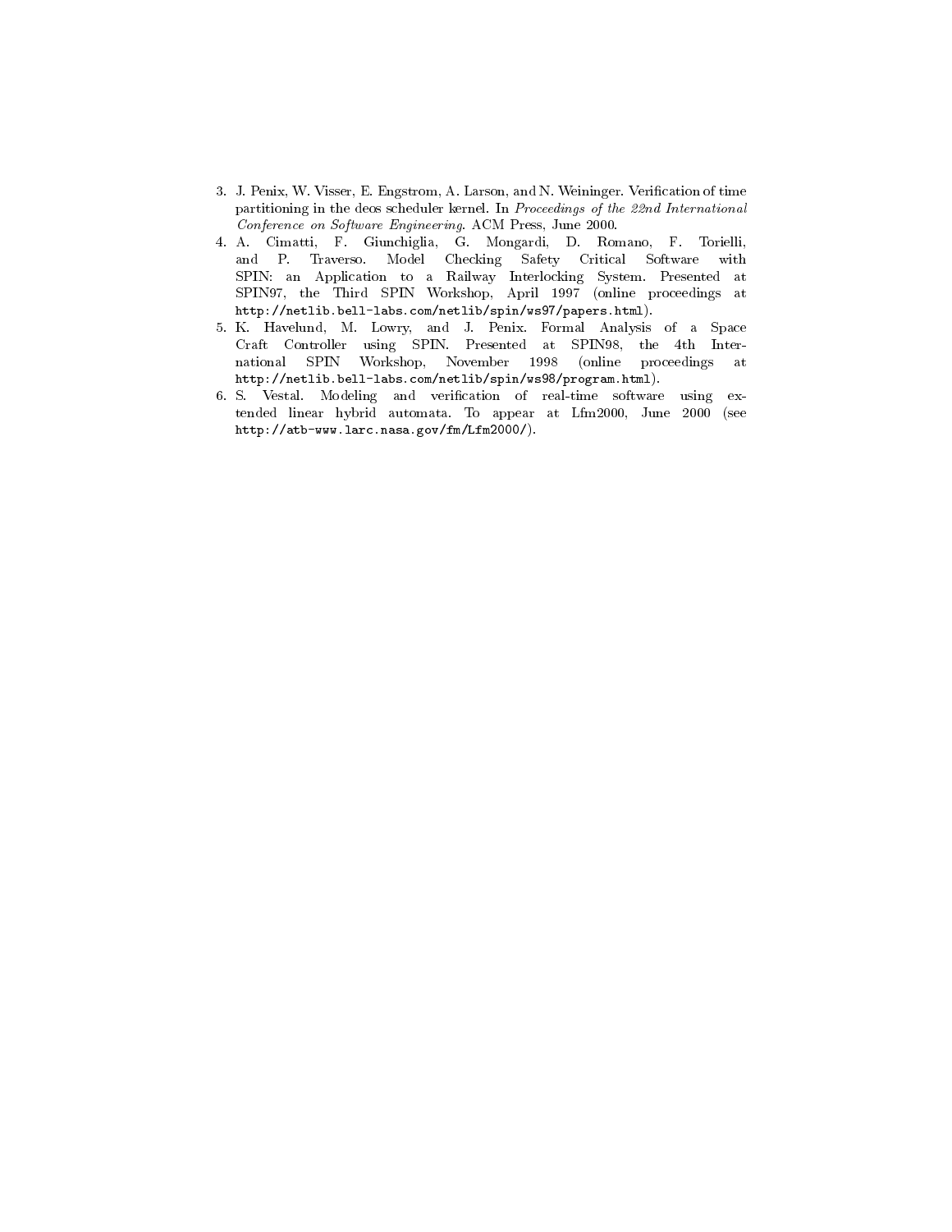3. J. Penix, W. Visser, E. Engstrom, A. Larson, and N. Weininger. Verification of time partitioning in the deos scheduler kernel. In *Proceedings of the 22nd International Conference on Software Engineering*. ACM Press, June 2000.
4. A. Cimatti, F. Giunchiglia, G. Mongardi, D. Romano, F. Torielli, and P. Traverso. Model Checking Safety Critical Software with SPIN: an Application to a Railway Interlocking System. Presented at SPIN97, the Third SPIN Workshop, April 1997 (online proceedings at `http://netlib.bell-labs.com/netlib/spin/ws97/papers.html`).
5. K. Havelund, M. Lowry, and J. Penix. Formal Analysis of a Space Craft Controller using SPIN. Presented at SPIN98, the 4th International SPIN Workshop, November 1998 (online proceedings at `http://netlib.bell-labs.com/netlib/spin/ws98/program.html`).
6. S. Vestal. Modeling and verification of real-time software using extended linear hybrid automata. To appear at Lfm2000, June 2000 (see `http://atb-www.larc.nasa.gov/fm/Lfm2000/`).